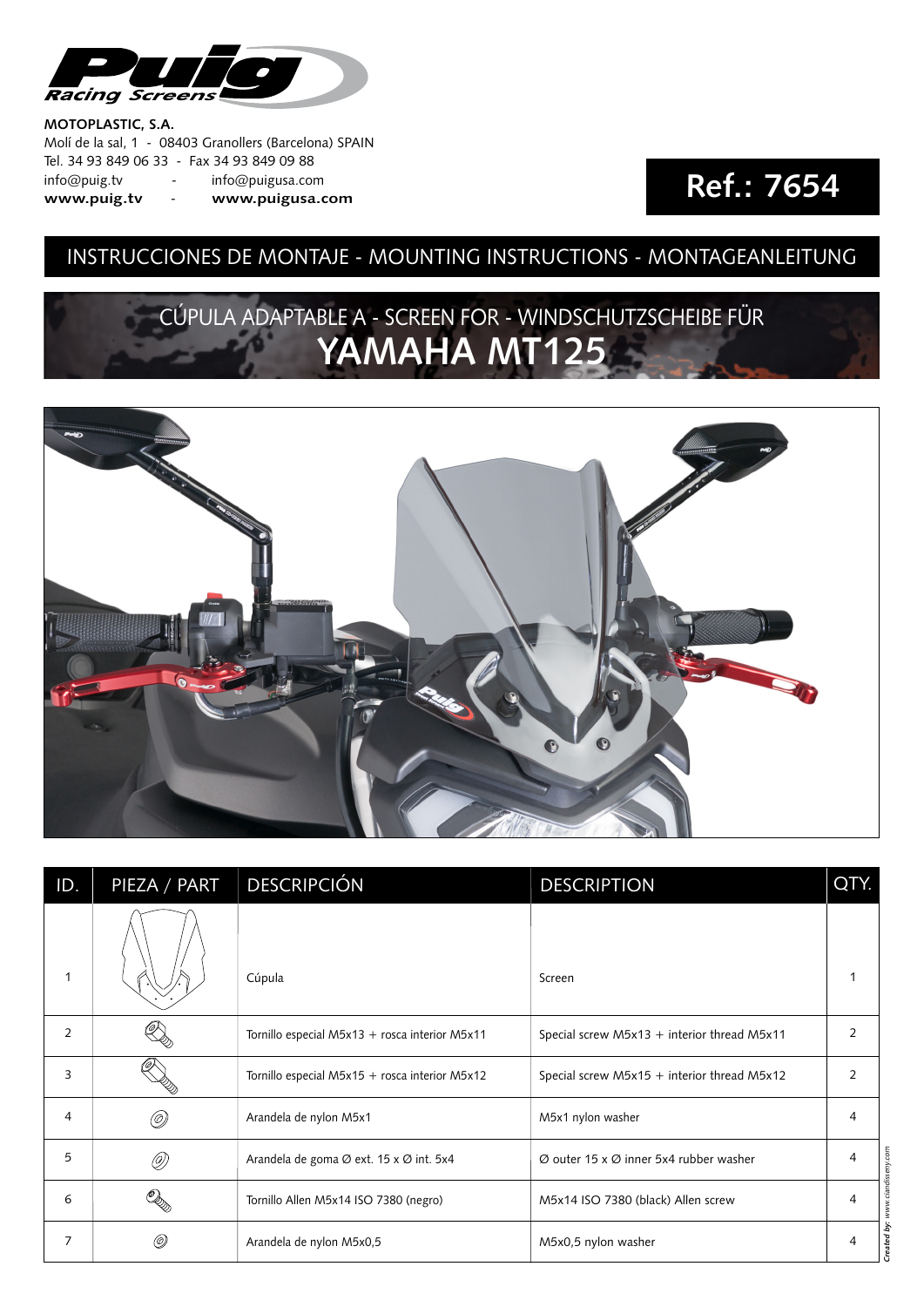Racing Screens

**MOTOPLASTIC, S.A.**
Molí de la sal, 1 - 08403 Granollers (Barcelona) SPAIN
Tel. 34 93 849 06 33 - Fax 34 93 849 09 88
info@puig.tv - info@puigusa.com
**www.puig.tv** - **www.puigusa.com**

# Ref.: 7654

## INSTRUCCIONES DE MONTAJE - MOUNTING INSTRUCTIONS - MONTAGEANLEITUNG

CÚPULA ADAPTABLE A - SCREEN FOR - WINDSCHUTZSCHEIBE FÜR

## YAMAHA MT125

| ID. | PIEZA / PART | DESCRIPCIÓN | DESCRIPTION | QTY. |
|---|---|---|---|---|
| 1 | | Cúpula | Screen | 1 |
| 2 | | Tornillo especial M5x13 + rosca interior M5x11 | Special screw M5x13 + interior thread M5x11 | 2 |
| 3 | | Tornillo especial M5x15 + rosca interior M5x12 | Special screw M5x15 + interior thread M5x12 | 2 |
| 4 | | Arandela de nylon M5x1 | M5x1 nylon washer | 4 |
| 5 | | Arandela de goma Ø ext. 15 x Ø int. 5x4 | Ø outer 15 x Ø inner 5x4 rubber washer | 4 |
| 6 | | Tornillo Allen M5x14 ISO 7380 (negro) | M5x14 ISO 7380 (black) Allen screw | 4 |
| 7 | | Arandela de nylon M5x0,5 | M5x0,5 nylon washer | 4 |

*Created by: www.canddesign.com*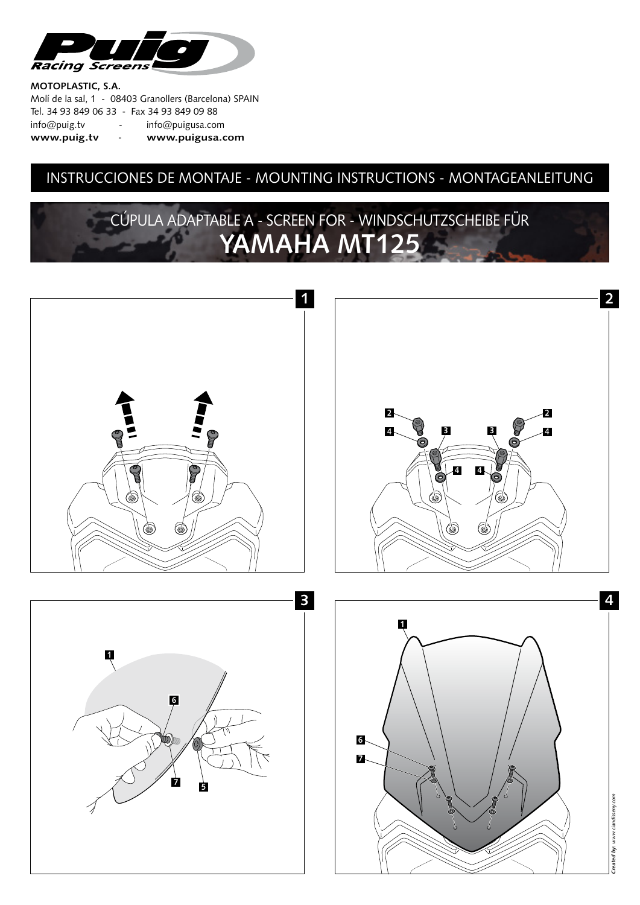MOTOPLASTIC, S.A.
Molí de la sal, 1 - 08403 Granollers (Barcelona) SPAIN
Tel. 34 93 849 06 33 - Fax 34 93 849 09 88
info@puig.tv - info@puigusa.com
**www.puig.tv** - **www.puigusa.com**

# INSTRUCCIONES DE MONTAJE - MOUNTING INSTRUCTIONS - MONTAGEANLEITUNG

## CÚPULA ADAPTABLE A - SCREEN FOR - WINDSCHUTZSCHEIBE FÜR
# YAMAHA MT125

1

2

2 2
4 3 3 4
4 4

3

1
6
7 5

4

1
6
7

*Created by: www.ciandisseny.com*